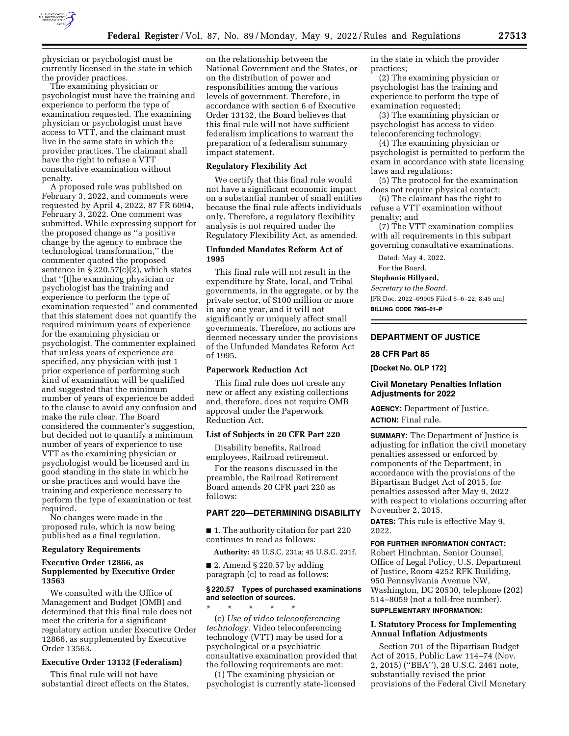physician or psychologist must be currently licensed in the state in which the provider practices.

The examining physician or psychologist must have the training and experience to perform the type of examination requested. The examining physician or psychologist must have access to VTT, and the claimant must live in the same state in which the provider practices. The claimant shall have the right to refuse a VTT consultative examination without penalty.

A proposed rule was published on February 3, 2022, and comments were requested by April 4, 2022, 87 FR 6094, February 3, 2022. One comment was submitted. While expressing support for the proposed change as ''a positive change by the agency to embrace the technological transformation,'' the commenter quoted the proposed sentence in § 220.57(c)(2), which states that ''[t]he examining physician or psychologist has the training and experience to perform the type of examination requested'' and commented that this statement does not quantify the required minimum years of experience for the examining physician or psychologist. The commenter explained that unless years of experience are specified, any physician with just 1 prior experience of performing such kind of examination will be qualified and suggested that the minimum number of years of experience be added to the clause to avoid any confusion and make the rule clear. The Board considered the commenter's suggestion, but decided not to quantify a minimum number of years of experience to use VTT as the examining physician or psychologist would be licensed and in good standing in the state in which he or she practices and would have the training and experience necessary to perform the type of examination or test required.

No changes were made in the proposed rule, which is now being published as a final regulation.

## Regulatory Requirements

### Executive Order 12866, as Supplemented by Executive Order 13563

We consulted with the Office of Management and Budget (OMB) and determined that this final rule does not meet the criteria for a significant regulatory action under Executive Order 12866, as supplemented by Executive Order 13563.

### Executive Order 13132 (Federalism)

This final rule will not have substantial direct effects on the States, on the relationship between the National Government and the States, or on the distribution of power and responsibilities among the various levels of government. Therefore, in accordance with section 6 of Executive Order 13132, the Board believes that this final rule will not have sufficient federalism implications to warrant the preparation of a federalism summary impact statement.

### Regulatory Flexibility Act

We certify that this final rule would not have a significant economic impact on a substantial number of small entities because the final rule affects individuals only. Therefore, a regulatory flexibility analysis is not required under the Regulatory Flexibility Act, as amended.

### Unfunded Mandates Reform Act of 1995

This final rule will not result in the expenditure by State, local, and Tribal governments, in the aggregate, or by the private sector, of $100 million or more in any one year, and it will not significantly or uniquely affect small governments. Therefore, no actions are deemed necessary under the provisions of the Unfunded Mandates Reform Act of 1995.

### Paperwork Reduction Act

This final rule does not create any new or affect any existing collections and, therefore, does not require OMB approval under the Paperwork Reduction Act.

### List of Subjects in 20 CFR Part 220

Disability benefits, Railroad employees, Railroad retirement.

For the reasons discussed in the preamble, the Railroad Retirement Board amends 20 CFR part 220 as follows:

## PART 220—DETERMINING DISABILITY

■ 1. The authority citation for part 220 continues to read as follows:

**Authority:** 45 U.S.C. 231a; 45 U.S.C. 231f.

■ 2. Amend § 220.57 by adding paragraph (c) to read as follows:

**§ 220.57 Types of purchased examinations and selection of sources.**

\* \* \* \* \*

(c) *Use of video teleconferencing technology.* Video teleconferencing technology (VTT) may be used for a psychological or a psychiatric consultative examination provided that the following requirements are met:

(1) The examining physician or psychologist is currently state-licensed in the state in which the provider practices;

(2) The examining physician or psychologist has the training and experience to perform the type of examination requested;

(3) The examining physician or psychologist has access to video teleconferencing technology;

(4) The examining physician or psychologist is permitted to perform the exam in accordance with state licensing laws and regulations;

(5) The protocol for the examination does not require physical contact;

(6) The claimant has the right to refuse a VTT examination without penalty; and

(7) The VTT examination complies with all requirements in this subpart governing consultative examinations.

Dated: May 4, 2022.

For the Board.

**Stephanie Hillyard,**

*Secretary to the Board.*

[FR Doc. 2022–09905 Filed 5–6–22; 8:45 am]

**BILLING CODE 7905–01–P**

---

## DEPARTMENT OF JUSTICE

### 28 CFR Part 85

**[Docket No. OLP 172]**

### Civil Monetary Penalties Inflation Adjustments for 2022

**AGENCY:** Department of Justice.

**ACTION:** Final rule.

**SUMMARY:** The Department of Justice is adjusting for inflation the civil monetary penalties assessed or enforced by components of the Department, in accordance with the provisions of the Bipartisan Budget Act of 2015, for penalties assessed after May 9, 2022 with respect to violations occurring after November 2, 2015.

**DATES:** This rule is effective May 9, 2022.

**FOR FURTHER INFORMATION CONTACT:** Robert Hinchman, Senior Counsel, Office of Legal Policy, U.S. Department of Justice, Room 4252 RFK Building, 950 Pennsylvania Avenue NW, Washington, DC 20530, telephone (202) 514–8059 (not a toll-free number).

**SUPPLEMENTARY INFORMATION:**

### I. Statutory Process for Implementing Annual Inflation Adjustments

Section 701 of the Bipartisan Budget Act of 2015, Public Law 114–74 (Nov. 2, 2015) (''BBA''), 28 U.S.C. 2461 note, substantially revised the prior provisions of the Federal Civil Monetary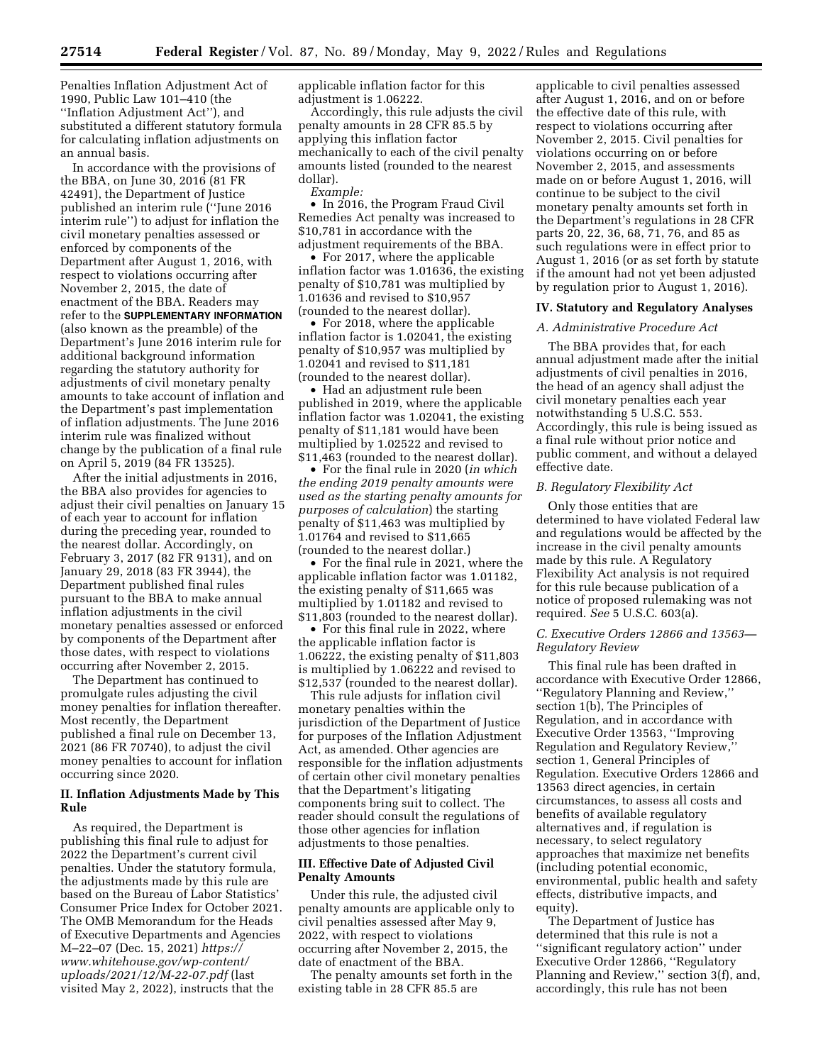Penalties Inflation Adjustment Act of 1990, Public Law 101–410 (the ''Inflation Adjustment Act''), and substituted a different statutory formula for calculating inflation adjustments on an annual basis.

In accordance with the provisions of the BBA, on June 30, 2016 (81 FR 42491), the Department of Justice published an interim rule (''June 2016 interim rule'') to adjust for inflation the civil monetary penalties assessed or enforced by components of the Department after August 1, 2016, with respect to violations occurring after November 2, 2015, the date of enactment of the BBA. Readers may refer to the **SUPPLEMENTARY INFORMATION** (also known as the preamble) of the Department's June 2016 interim rule for additional background information regarding the statutory authority for adjustments of civil monetary penalty amounts to take account of inflation and the Department's past implementation of inflation adjustments. The June 2016 interim rule was finalized without change by the publication of a final rule on April 5, 2019 (84 FR 13525).

After the initial adjustments in 2016, the BBA also provides for agencies to adjust their civil penalties on January 15 of each year to account for inflation during the preceding year, rounded to the nearest dollar. Accordingly, on February 3, 2017 (82 FR 9131), and on January 29, 2018 (83 FR 3944), the Department published final rules pursuant to the BBA to make annual inflation adjustments in the civil monetary penalties assessed or enforced by components of the Department after those dates, with respect to violations occurring after November 2, 2015.

The Department has continued to promulgate rules adjusting the civil money penalties for inflation thereafter. Most recently, the Department published a final rule on December 13, 2021 (86 FR 70740), to adjust the civil money penalties to account for inflation occurring since 2020.

## II. Inflation Adjustments Made by This Rule

As required, the Department is publishing this final rule to adjust for 2022 the Department's current civil penalties. Under the statutory formula, the adjustments made by this rule are based on the Bureau of Labor Statistics' Consumer Price Index for October 2021. The OMB Memorandum for the Heads of Executive Departments and Agencies M–22–07 (Dec. 15, 2021) *https://www.whitehouse.gov/wp-content/uploads/2021/12/M-22-07.pdf* (last visited May 2, 2022), instructs that the applicable inflation factor for this adjustment is 1.06222.

Accordingly, this rule adjusts the civil penalty amounts in 28 CFR 85.5 by applying this inflation factor mechanically to each of the civil penalty amounts listed (rounded to the nearest dollar).

*Example:*

- In 2016, the Program Fraud Civil Remedies Act penalty was increased to $10,781 in accordance with the adjustment requirements of the BBA.
- For 2017, where the applicable inflation factor was 1.01636, the existing penalty of $10,781 was multiplied by 1.01636 and revised to $10,957 (rounded to the nearest dollar).
- For 2018, where the applicable inflation factor is 1.02041, the existing penalty of $10,957 was multiplied by 1.02041 and revised to $11,181 (rounded to the nearest dollar).
- Had an adjustment rule been published in 2019, where the applicable inflation factor was 1.02041, the existing penalty of $11,181 would have been multiplied by 1.02522 and revised to $11,463 (rounded to the nearest dollar).
- For the final rule in 2020 (*in which the ending 2019 penalty amounts were used as the starting penalty amounts for purposes of calculation*) the starting penalty of $11,463 was multiplied by 1.01764 and revised to $11,665 (rounded to the nearest dollar.)
- For the final rule in 2021, where the applicable inflation factor was 1.01182, the existing penalty of $11,665 was multiplied by 1.01182 and revised to $11,803 (rounded to the nearest dollar).
- For this final rule in 2022, where the applicable inflation factor is 1.06222, the existing penalty of $11,803 is multiplied by 1.06222 and revised to $12,537 (rounded to the nearest dollar).

This rule adjusts for inflation civil monetary penalties within the jurisdiction of the Department of Justice for purposes of the Inflation Adjustment Act, as amended. Other agencies are responsible for the inflation adjustments of certain other civil monetary penalties that the Department's litigating components bring suit to collect. The reader should consult the regulations of those other agencies for inflation adjustments to those penalties.

## III. Effective Date of Adjusted Civil Penalty Amounts

Under this rule, the adjusted civil penalty amounts are applicable only to civil penalties assessed after May 9, 2022, with respect to violations occurring after November 2, 2015, the date of enactment of the BBA.

The penalty amounts set forth in the existing table in 28 CFR 85.5 are applicable to civil penalties assessed after August 1, 2016, and on or before the effective date of this rule, with respect to violations occurring after November 2, 2015. Civil penalties for violations occurring on or before November 2, 2015, and assessments made on or before August 1, 2016, will continue to be subject to the civil monetary penalty amounts set forth in the Department's regulations in 28 CFR parts 20, 22, 36, 68, 71, 76, and 85 as such regulations were in effect prior to August 1, 2016 (or as set forth by statute if the amount had not yet been adjusted by regulation prior to August 1, 2016).

## IV. Statutory and Regulatory Analyses

### A. Administrative Procedure Act

The BBA provides that, for each annual adjustment made after the initial adjustments of civil penalties in 2016, the head of an agency shall adjust the civil monetary penalties each year notwithstanding 5 U.S.C. 553. Accordingly, this rule is being issued as a final rule without prior notice and public comment, and without a delayed effective date.

### B. Regulatory Flexibility Act

Only those entities that are determined to have violated Federal law and regulations would be affected by the increase in the civil penalty amounts made by this rule. A Regulatory Flexibility Act analysis is not required for this rule because publication of a notice of proposed rulemaking was not required. *See* 5 U.S.C. 603(a).

### C. Executive Orders 12866 and 13563—Regulatory Review

This final rule has been drafted in accordance with Executive Order 12866, ''Regulatory Planning and Review,'' section 1(b), The Principles of Regulation, and in accordance with Executive Order 13563, ''Improving Regulation and Regulatory Review,'' section 1, General Principles of Regulation. Executive Orders 12866 and 13563 direct agencies, in certain circumstances, to assess all costs and benefits of available regulatory alternatives and, if regulation is necessary, to select regulatory approaches that maximize net benefits (including potential economic, environmental, public health and safety effects, distributive impacts, and equity).

The Department of Justice has determined that this rule is not a ''significant regulatory action'' under Executive Order 12866, ''Regulatory Planning and Review,'' section 3(f), and, accordingly, this rule has not been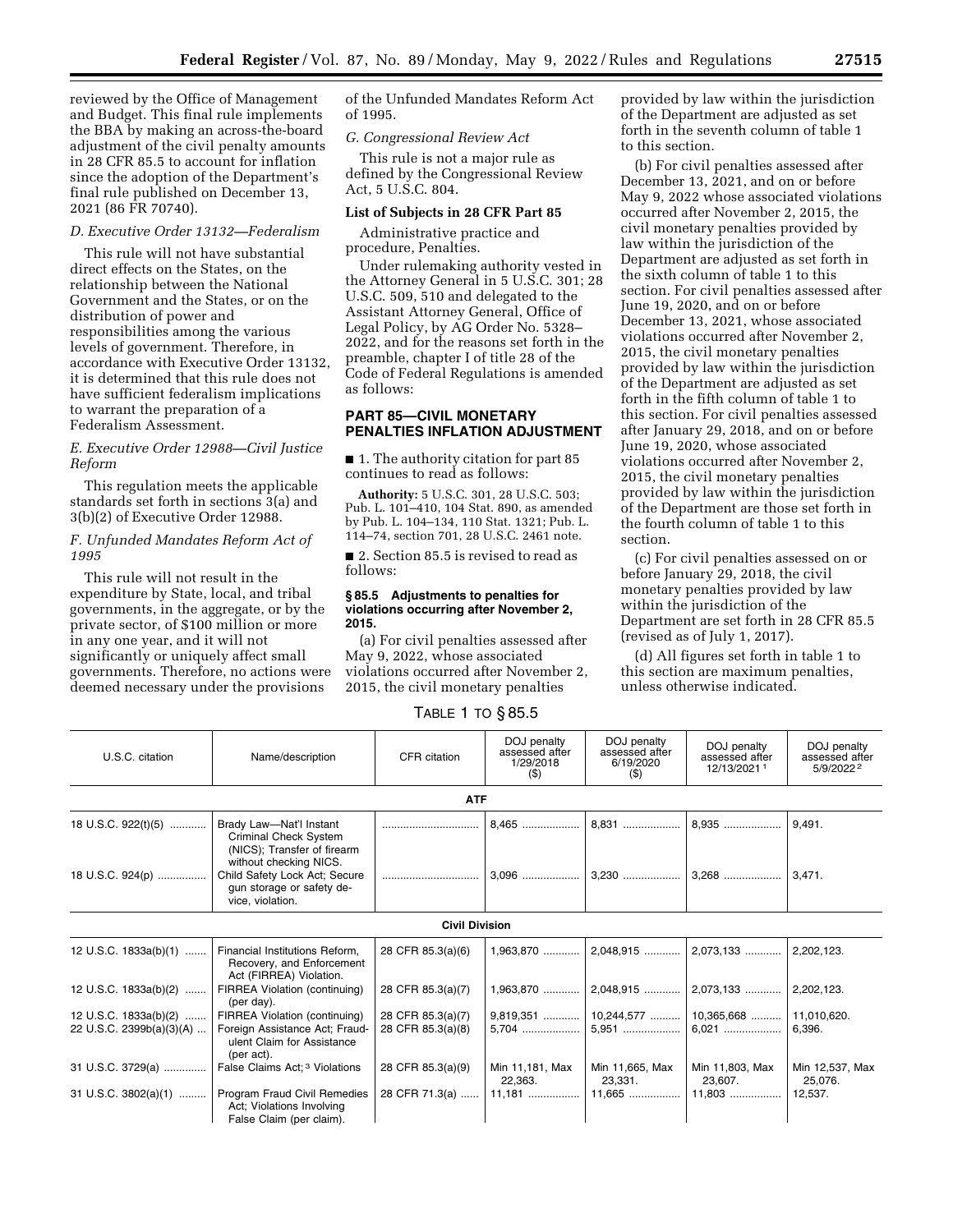reviewed by the Office of Management and Budget. This final rule implements the BBA by making an across-the-board adjustment of the civil penalty amounts in 28 CFR 85.5 to account for inflation since the adoption of the Department's final rule published on December 13, 2021 (86 FR 70740).

### D. Executive Order 13132—Federalism

This rule will not have substantial direct effects on the States, on the relationship between the National Government and the States, or on the distribution of power and responsibilities among the various levels of government. Therefore, in accordance with Executive Order 13132, it is determined that this rule does not have sufficient federalism implications to warrant the preparation of a Federalism Assessment.

### E. Executive Order 12988—Civil Justice Reform

This regulation meets the applicable standards set forth in sections 3(a) and 3(b)(2) of Executive Order 12988.

### F. Unfunded Mandates Reform Act of 1995

This rule will not result in the expenditure by State, local, and tribal governments, in the aggregate, or by the private sector, of $100 million or more in any one year, and it will not significantly or uniquely affect small governments. Therefore, no actions were deemed necessary under the provisions of the Unfunded Mandates Reform Act of 1995.

### G. Congressional Review Act

This rule is not a major rule as defined by the Congressional Review Act, 5 U.S.C. 804.

**List of Subjects in 28 CFR Part 85**

Administrative practice and procedure, Penalties.

Under rulemaking authority vested in the Attorney General in 5 U.S.C. 301; 28 U.S.C. 509, 510 and delegated to the Assistant Attorney General, Office of Legal Policy, by AG Order No. 5328–2022, and for the reasons set forth in the preamble, chapter I of title 28 of the Code of Federal Regulations is amended as follows:

## PART 85—CIVIL MONETARY PENALTIES INFLATION ADJUSTMENT

■ 1. The authority citation for part 85 continues to read as follows:

**Authority:** 5 U.S.C. 301, 28 U.S.C. 503; Pub. L. 101–410, 104 Stat. 890, as amended by Pub. L. 104–134, 110 Stat. 1321; Pub. L. 114–74, section 701, 28 U.S.C. 2461 note.

■ 2. Section 85.5 is revised to read as follows:

**§ 85.5 Adjustments to penalties for violations occurring after November 2, 2015.**

(a) For civil penalties assessed after May 9, 2022, whose associated violations occurred after November 2, 2015, the civil monetary penalties provided by law within the jurisdiction of the Department are adjusted as set forth in the seventh column of table 1 to this section.

(b) For civil penalties assessed after December 13, 2021, and on or before May 9, 2022 whose associated violations occurred after November 2, 2015, the civil monetary penalties provided by law within the jurisdiction of the Department are adjusted as set forth in the sixth column of table 1 to this section. For civil penalties assessed after June 19, 2020, and on or before December 13, 2021, whose associated violations occurred after November 2, 2015, the civil monetary penalties provided by law within the jurisdiction of the Department are adjusted as set forth in the fifth column of table 1 to this section. For civil penalties assessed after January 29, 2018, and on or before June 19, 2020, whose associated violations occurred after November 2, 2015, the civil monetary penalties provided by law within the jurisdiction of the Department are those set forth in the fourth column of table 1 to this section.

(c) For civil penalties assessed on or before January 29, 2018, the civil monetary penalties provided by law within the jurisdiction of the Department are set forth in 28 CFR 85.5 (revised as of July 1, 2017).

(d) All figures set forth in table 1 to this section are maximum penalties, unless otherwise indicated.

TABLE 1 TO § 85.5

| U.S.C. citation | Name/description | CFR citation | DOJ penalty assessed after 1/29/2018 ($) | DOJ penalty assessed after 6/19/2020 ($) | DOJ penalty assessed after 12/13/2021 [1] | DOJ penalty assessed after 5/9/2022 [2] |
|---|---|---|---|---|---|---|
| **ATF** | | | | | | |
| 18 U.S.C. 922(t)(5) | Brady Law—Nat'l Instant Criminal Check System (NICS); Transfer of firearm without checking NICS. | | 8,465 | 8,831 | 8,935 | 9,491. |
| 18 U.S.C. 924(p) | Child Safety Lock Act; Secure gun storage or safety device, violation. | | 3,096 | 3,230 | 3,268 | 3,471. |
| **Civil Division** | | | | | | |
| 12 U.S.C. 1833a(b)(1) | Financial Institutions Reform, Recovery, and Enforcement Act (FIRREA) Violation. | 28 CFR 85.3(a)(6) | 1,963,870 | 2,048,915 | 2,073,133 | 2,202,123. |
| 12 U.S.C. 1833a(b)(2) | FIRREA Violation (continuing) (per day). | 28 CFR 85.3(a)(7) | 1,963,870 | 2,048,915 | 2,073,133 | 2,202,123. |
| 12 U.S.C. 1833a(b)(2) | FIRREA Violation (continuing) | 28 CFR 85.3(a)(7) | 9,819,351 | 10,244,577 | 10,365,668 | 11,010,620. |
| 22 U.S.C. 2399b(a)(3)(A) | Foreign Assistance Act; Fraudulent Claim for Assistance (per act). | 28 CFR 85.3(a)(8) | 5,704 | 5,951 | 6,021 | 6,396. |
| 31 U.S.C. 3729(a) | False Claims Act; [3] Violations | 28 CFR 85.3(a)(9) | Min 11,181, Max 22,363. | Min 11,665, Max 23,331. | Min 11,803, Max 23,607. | Min 12,537, Max 25,076. |
| 31 U.S.C. 3802(a)(1) | Program Fraud Civil Remedies Act; Violations Involving False Claim (per claim). | 28 CFR 71.3(a) | 11,181 | 11,665 | 11,803 | 12,537. |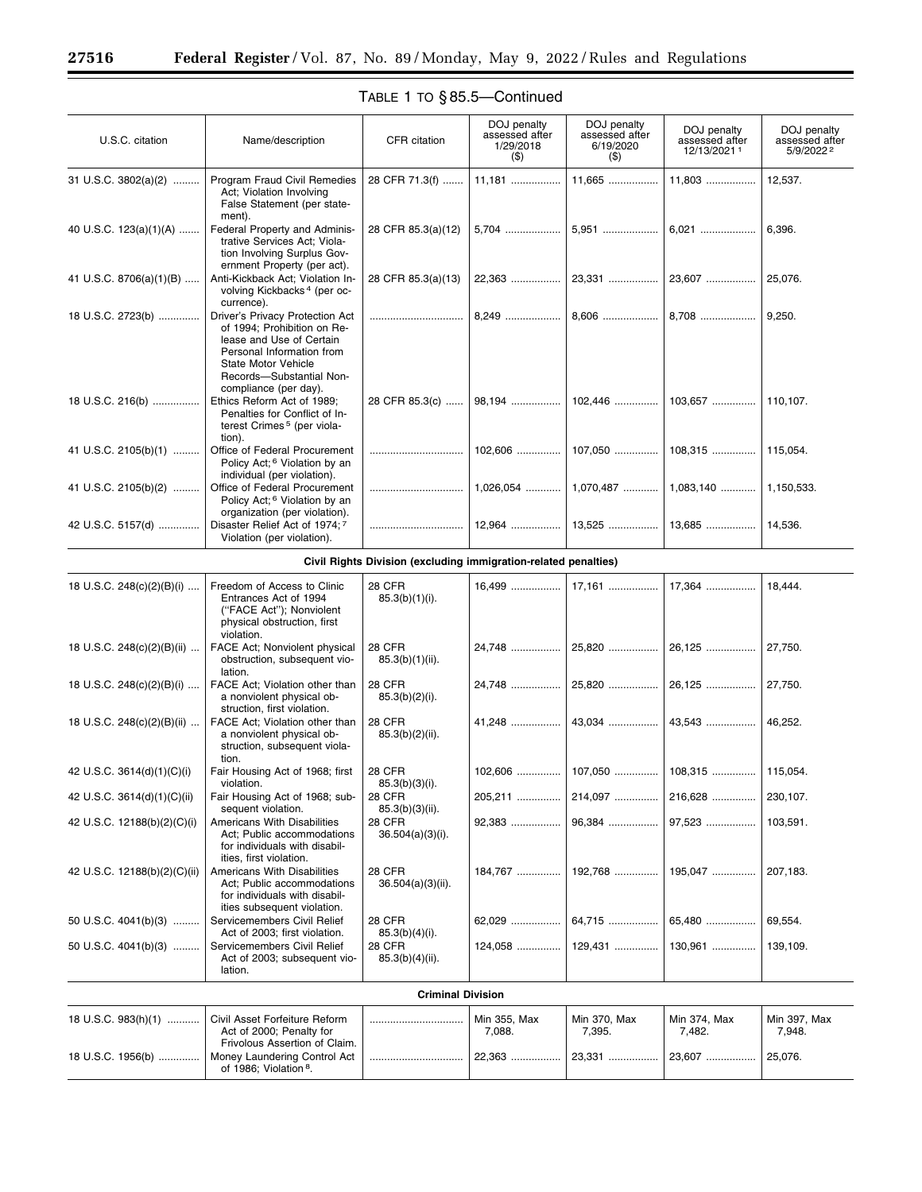TABLE 1 TO § 85.5—Continued

| U.S.C. citation | Name/description | CFR citation | DOJ penalty assessed after 1/29/2018 ($) | DOJ penalty assessed after 6/19/2020 ($) | DOJ penalty assessed after 12/13/2021 [1] | DOJ penalty assessed after 5/9/2022 [2] |
|---|---|---|---|---|---|---|
| 31 U.S.C. 3802(a)(2) | Program Fraud Civil Remedies Act; Violation Involving False Statement (per statement). | 28 CFR 71.3(f) | 11,181 | 11,665 | 11,803 | 12,537. |
| 40 U.S.C. 123(a)(1)(A) | Federal Property and Administrative Services Act; Violation Involving Surplus Government Property (per act). | 28 CFR 85.3(a)(12) | 5,704 | 5,951 | 6,021 | 6,396. |
| 41 U.S.C. 8706(a)(1)(B) | Anti-Kickback Act; Violation Involving Kickbacks [4] (per occurrence). | 28 CFR 85.3(a)(13) | 22,363 | 23,331 | 23,607 | 25,076. |
| 18 U.S.C. 2723(b) | Driver's Privacy Protection Act of 1994; Prohibition on Release and Use of Certain Personal Information from State Motor Vehicle Records—Substantial Non-compliance (per day). | | 8,249 | 8,606 | 8,708 | 9,250. |
| 18 U.S.C. 216(b) | Ethics Reform Act of 1989; Penalties for Conflict of Interest Crimes [5] (per violation). | 28 CFR 85.3(c) | 98,194 | 102,446 | 103,657 | 110,107. |
| 41 U.S.C. 2105(b)(1) | Office of Federal Procurement Policy Act; [6] Violation by an individual (per violation). | | 102,606 | 107,050 | 108,315 | 115,054. |
| 41 U.S.C. 2105(b)(2) | Office of Federal Procurement Policy Act; [6] Violation by an organization (per violation). | | 1,026,054 | 1,070,487 | 1,083,140 | 1,150,533. |
| 42 U.S.C. 5157(d) | Disaster Relief Act of 1974; [7] Violation (per violation). | | 12,964 | 13,525 | 13,685 | 14,536. |
| **Civil Rights Division (excluding immigration-related penalties)** | | | | | | |
| 18 U.S.C. 248(c)(2)(B)(i) | Freedom of Access to Clinic Entrances Act of 1994 ("FACE Act"); Nonviolent physical obstruction, first violation. | 28 CFR 85.3(b)(1)(i). | 16,499 | 17,161 | 17,364 | 18,444. |
| 18 U.S.C. 248(c)(2)(B)(ii) | FACE Act; Nonviolent physical obstruction, subsequent violation. | 28 CFR 85.3(b)(1)(ii). | 24,748 | 25,820 | 26,125 | 27,750. |
| 18 U.S.C. 248(c)(2)(B)(i) | FACE Act; Violation other than a nonviolent physical obstruction, first violation. | 28 CFR 85.3(b)(2)(i). | 24,748 | 25,820 | 26,125 | 27,750. |
| 18 U.S.C. 248(c)(2)(B)(ii) | FACE Act; Violation other than a nonviolent physical obstruction, subsequent violation. | 28 CFR 85.3(b)(2)(ii). | 41,248 | 43,034 | 43,543 | 46,252. |
| 42 U.S.C. 3614(d)(1)(C)(i) | Fair Housing Act of 1968; first violation. | 28 CFR 85.3(b)(3)(i). | 102,606 | 107,050 | 108,315 | 115,054. |
| 42 U.S.C. 3614(d)(1)(C)(ii) | Fair Housing Act of 1968; subsequent violation. | 28 CFR 85.3(b)(3)(ii). | 205,211 | 214,097 | 216,628 | 230,107. |
| 42 U.S.C. 12188(b)(2)(C)(i) | Americans With Disabilities Act; Public accommodations for individuals with disabilities, first violation. | 28 CFR 36.504(a)(3)(i). | 92,383 | 96,384 | 97,523 | 103,591. |
| 42 U.S.C. 12188(b)(2)(C)(ii) | Americans With Disabilities Act; Public accommodations for individuals with disabilities subsequent violation. | 28 CFR 36.504(a)(3)(ii). | 184,767 | 192,768 | 195,047 | 207,183. |
| 50 U.S.C. 4041(b)(3) | Servicemembers Civil Relief Act of 2003; first violation. | 28 CFR 85.3(b)(4)(i). | 62,029 | 64,715 | 65,480 | 69,554. |
| 50 U.S.C. 4041(b)(3) | Servicemembers Civil Relief Act of 2003; subsequent violation. | 28 CFR 85.3(b)(4)(ii). | 124,058 | 129,431 | 130,961 | 139,109. |
| **Criminal Division** | | | | | | |
| 18 U.S.C. 983(h)(1) | Civil Asset Forfeiture Reform Act of 2000; Penalty for Frivolous Assertion of Claim. | | Min 355, Max 7,088. | Min 370, Max 7,395. | Min 374, Max 7,482. | Min 397, Max 7,948. |
| 18 U.S.C. 1956(b) | Money Laundering Control Act of 1986; Violation [8]. | | 22,363 | 23,331 | 23,607 | 25,076. |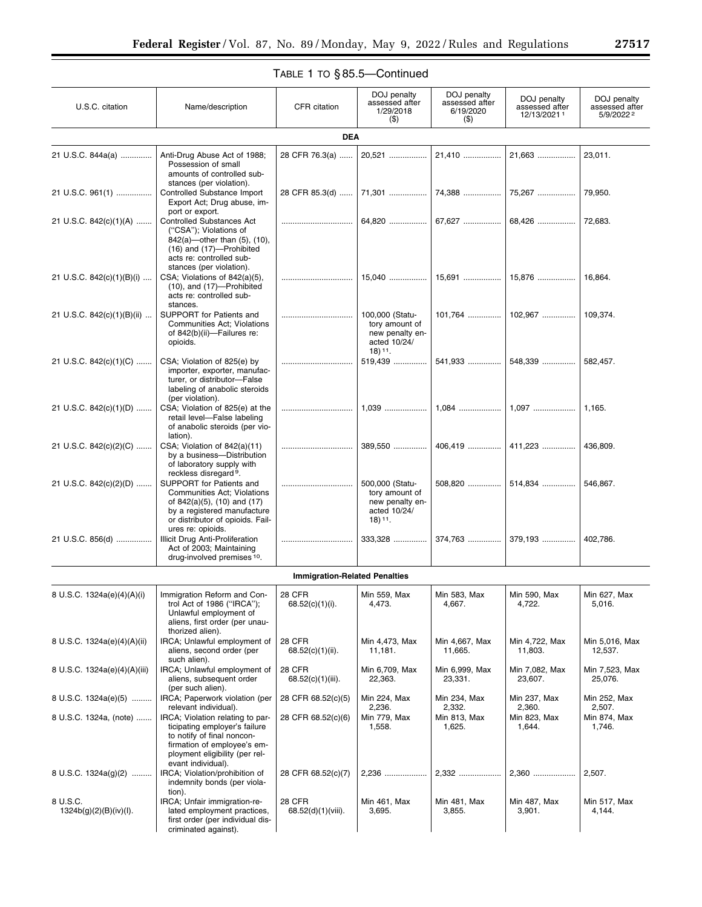TABLE 1 TO § 85.5—Continued

| U.S.C. citation | Name/description | CFR citation | DOJ penalty assessed after 1/29/2018 ($) | DOJ penalty assessed after 6/19/2020 ($) | DOJ penalty assessed after 12/13/2021 [1] | DOJ penalty assessed after 5/9/2022 [2] |
|---|---|---|---|---|---|---|
| | | **DEA** | | | | |
| 21 U.S.C. 844a(a) | Anti-Drug Abuse Act of 1988; Possession of small amounts of controlled substances (per violation). | 28 CFR 76.3(a) | 20,521 | 21,410 | 21,663 | 23,011. |
| 21 U.S.C. 961(1) | Controlled Substance Import Export Act; Drug abuse, import or export. | 28 CFR 85.3(d) | 71,301 | 74,388 | 75,267 | 79,950. |
| 21 U.S.C. 842(c)(1)(A) | Controlled Substances Act ("CSA"); Violations of 842(a)—other than (5), (10), (16) and (17)—Prohibited acts re: controlled substances (per violation). | | 64,820 | 67,627 | 68,426 | 72,683. |
| 21 U.S.C. 842(c)(1)(B)(i) | CSA; Violations of 842(a)(5), (10), and (17)—Prohibited acts re: controlled substances. | | 15,040 | 15,691 | 15,876 | 16,864. |
| 21 U.S.C. 842(c)(1)(B)(ii) | SUPPORT for Patients and Communities Act; Violations of 842(b)(ii)—Failures re: opioids. | | 100,000 (Statutory amount of new penalty enacted 10/24/18) [11]. | 101,764 | 102,967 | 109,374. |
| 21 U.S.C. 842(c)(1)(C) | CSA; Violation of 825(e) by importer, exporter, manufacturer, or distributor—False labeling of anabolic steroids (per violation). | | 519,439 | 541,933 | 548,339 | 582,457. |
| 21 U.S.C. 842(c)(1)(D) | CSA; Violation of 825(e) at the retail level—False labeling of anabolic steroids (per violation). | | 1,039 | 1,084 | 1,097 | 1,165. |
| 21 U.S.C. 842(c)(2)(C) | CSA; Violation of 842(a)(11) by a business—Distribution of laboratory supply with reckless disregard [9]. | | 389,550 | 406,419 | 411,223 | 436,809. |
| 21 U.S.C. 842(c)(2)(D) | SUPPORT for Patients and Communities Act; Violations of 842(a)(5), (10) and (17) by a registered manufacture or distributor of opioids. Failures re: opioids. | | 500,000 (Statutory amount of new penalty enacted 10/24/18) [11]. | 508,820 | 514,834 | 546,867. |
| 21 U.S.C. 856(d) | Illicit Drug Anti-Proliferation Act of 2003; Maintaining drug-involved premises [10]. | | 333,328 | 374,763 | 379,193 | 402,786. |
| | | **Immigration-Related Penalties** | | | | |
| 8 U.S.C. 1324a(e)(4)(A)(i) | Immigration Reform and Control Act of 1986 ("IRCA"); Unlawful employment of aliens, first order (per unauthorized alien). | 28 CFR 68.52(c)(1)(i). | Min 559, Max 4,473. | Min 583, Max 4,667. | Min 590, Max 4,722. | Min 627, Max 5,016. |
| 8 U.S.C. 1324a(e)(4)(A)(ii) | IRCA; Unlawful employment of aliens, second order (per such alien). | 28 CFR 68.52(c)(1)(ii). | Min 4,473, Max 11,181. | Min 4,667, Max 11,665. | Min 4,722, Max 11,803. | Min 5,016, Max 12,537. |
| 8 U.S.C. 1324a(e)(4)(A)(iii) | IRCA; Unlawful employment of aliens, subsequent order (per such alien). | 28 CFR 68.52(c)(1)(iii). | Min 6,709, Max 22,363. | Min 6,999, Max 23,331. | Min 7,082, Max 23,607. | Min 7,523, Max 25,076. |
| 8 U.S.C. 1324a(e)(5) | IRCA; Paperwork violation (per relevant individual). | 28 CFR 68.52(c)(5) | Min 224, Max 2,236. | Min 234, Max 2,332. | Min 237, Max 2,360. | Min 252, Max 2,507. |
| 8 U.S.C. 1324a, (note) | IRCA; Violation relating to participating employer's failure to notify of final nonconfirmation of employee's employment eligibility (per relevant individual). | 28 CFR 68.52(c)(6) | Min 779, Max 1,558. | Min 813, Max 1,625. | Min 823, Max 1,644. | Min 874, Max 1,746. |
| 8 U.S.C. 1324a(g)(2) | IRCA; Violation/prohibition of indemnity bonds (per violation). | 28 CFR 68.52(c)(7) | 2,236 | 2,332 | 2,360 | 2,507. |
| 8 U.S.C. 1324b(g)(2)(B)(iv)(I). | IRCA; Unfair immigration-related employment practices, first order (per individual discriminated against). | 28 CFR 68.52(d)(1)(viii). | Min 461, Max 3,695. | Min 481, Max 3,855. | Min 487, Max 3,901. | Min 517, Max 4,144. |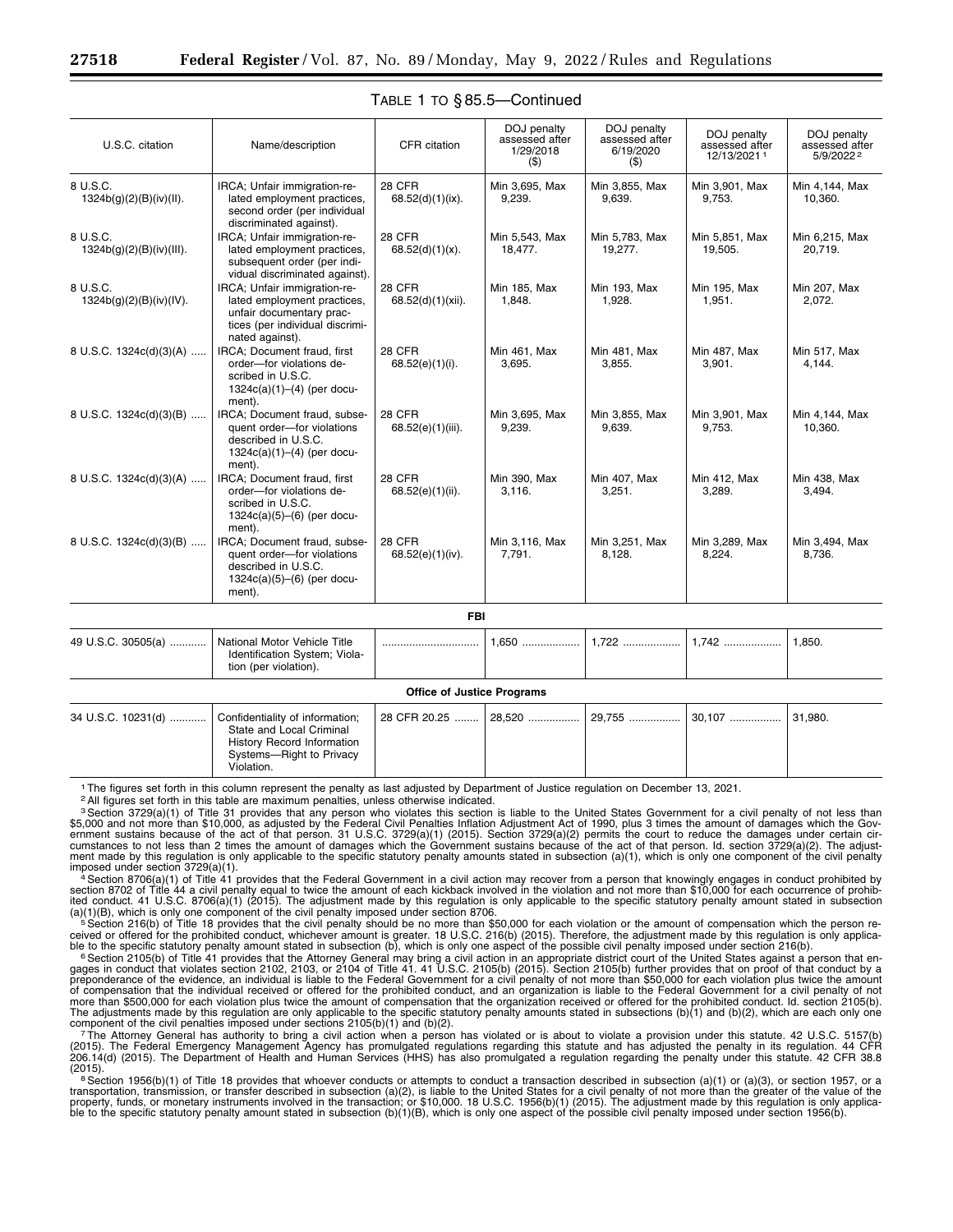TABLE 1 TO § 85.5—Continued

| U.S.C. citation | Name/description | CFR citation | DOJ penalty assessed after 1/29/2018 ($) | DOJ penalty assessed after 6/19/2020 ($) | DOJ penalty assessed after 12/13/2021 [1] | DOJ penalty assessed after 5/9/2022 [2] |
|---|---|---|---|---|---|---|
| 8 U.S.C. 1324b(g)(2)(B)(iv)(II). | IRCA; Unfair immigration-related employment practices, second order (per individual discriminated against). | 28 CFR 68.52(d)(1)(ix). | Min 3,695, Max 9,239. | Min 3,855, Max 9,639. | Min 3,901, Max 9,753. | Min 4,144, Max 10,360. |
| 8 U.S.C. 1324b(g)(2)(B)(iv)(III). | IRCA; Unfair immigration-related employment practices, subsequent order (per individual discriminated against). | 28 CFR 68.52(d)(1)(x). | Min 5,543, Max 18,477. | Min 5,783, Max 19,277. | Min 5,851, Max 19,505. | Min 6,215, Max 20,719. |
| 8 U.S.C. 1324b(g)(2)(B)(iv)(IV). | IRCA; Unfair immigration-related employment practices, unfair documentary practices (per individual discriminated against). | 28 CFR 68.52(d)(1)(xii). | Min 185, Max 1,848. | Min 193, Max 1,928. | Min 195, Max 1,951. | Min 207, Max 2,072. |
| 8 U.S.C. 1324c(d)(3)(A) | IRCA; Document fraud, first order—for violations described in U.S.C. 1324c(a)(1)–(4) (per document). | 28 CFR 68.52(e)(1)(i). | Min 461, Max 3,695. | Min 481, Max 3,855. | Min 487, Max 3,901. | Min 517, Max 4,144. |
| 8 U.S.C. 1324c(d)(3)(B) | IRCA; Document fraud, subsequent order—for violations described in U.S.C. 1324c(a)(1)–(4) (per document). | 28 CFR 68.52(e)(1)(iii). | Min 3,695, Max 9,239. | Min 3,855, Max 9,639. | Min 3,901, Max 9,753. | Min 4,144, Max 10,360. |
| 8 U.S.C. 1324c(d)(3)(A) | IRCA; Document fraud, first order—for violations described in U.S.C. 1324c(a)(5)–(6) (per document). | 28 CFR 68.52(e)(1)(ii). | Min 390, Max 3,116. | Min 407, Max 3,251. | Min 412, Max 3,289. | Min 438, Max 3,494. |
| 8 U.S.C. 1324c(d)(3)(B) | IRCA; Document fraud, subsequent order—for violations described in U.S.C. 1324c(a)(5)–(6) (per document). | 28 CFR 68.52(e)(1)(iv). | Min 3,116, Max 7,791. | Min 3,251, Max 8,128. | Min 3,289, Max 8,224. | Min 3,494, Max 8,736. |
| **FBI** | | | | | | |
| 49 U.S.C. 30505(a) | National Motor Vehicle Title Identification System; Violation (per violation). | | 1,650 | 1,722 | 1,742 | 1,850. |
| **Office of Justice Programs** | | | | | | |
| 34 U.S.C. 10231(d) | Confidentiality of information; State and Local Criminal History Record Information Systems—Right to Privacy Violation. | 28 CFR 20.25 | 28,520 | 29,755 | 30,107 | 31,980. |

[1] The figures set forth in this column represent the penalty as last adjusted by Department of Justice regulation on December 13, 2021.

[2] All figures set forth in this table are maximum penalties, unless otherwise indicated.

[3] Section 3729(a)(1) of Title 31 provides that any person who violates this section is liable to the United States Government for a civil penalty of not less than $5,000 and not more than $10,000, as adjusted by the Federal Civil Penalties Inflation Adjustment Act of 1990, plus 3 times the amount of damages which the Government sustains because of the act of that person. 31 U.S.C. 3729(a)(1) (2015). Section 3729(a)(2) permits the court to reduce the damages under certain circumstances to not less than 2 times the amount of damages which the Government sustains because of the act of that person. Id. section 3729(a)(2). The adjustment made by this regulation is only applicable to the specific statutory penalty amounts stated in subsection (a)(1), which is only one component of the civil penalty imposed under section 3729(a)(1).

[4] Section 8706(a)(1) of Title 41 provides that the Federal Government in a civil action may recover from a person that knowingly engages in conduct prohibited by section 8702 of Title 44 a civil penalty equal to twice the amount of each kickback involved in the violation and not more than $10,000 for each occurrence of prohibited conduct. 41 U.S.C. 8706(a)(1) (2015). The adjustment made by this regulation is only applicable to the specific statutory penalty amount stated in subsection (a)(1)(B), which is only one component of the civil penalty imposed under section 8706.

[5] Section 216(b) of Title 18 provides that the civil penalty should be no more than $50,000 for each violation or the amount of compensation which the person received or offered for the prohibited conduct, whichever amount is greater. 18 U.S.C. 216(b) (2015). Therefore, the adjustment made by this regulation is only applicable to the specific statutory penalty amount stated in subsection (b), which is only one aspect of the possible civil penalty imposed under section 216(b).

[6] Section 2105(b) of Title 41 provides that the Attorney General may bring a civil action in an appropriate district court of the United States against a person that engages in conduct that violates section 2102, 2103, or 2104 of Title 41. 41 U.S.C. 2105(b) (2015). Section 2105(b) further provides that on proof of that conduct by a preponderance of the evidence, an individual is liable to the Federal Government for a civil penalty of not more than $50,000 for each violation plus twice the amount of compensation that the individual received or offered for the prohibited conduct, and an organization is liable to the Federal Government for a civil penalty of not more than $500,000 for each violation plus twice the amount of compensation that the organization received or offered for the prohibited conduct. Id. section 2105(b). The adjustments made by this regulation are only applicable to the specific statutory penalty amounts stated in subsections (b)(1) and (b)(2), which are each only one component of the civil penalties imposed under sections 2105(b)(1) and (b)(2).

[7] The Attorney General has authority to bring a civil action when a person has violated or is about to violate a provision under this statute. 42 U.S.C. 5157(b) (2015). The Federal Emergency Management Agency has promulgated regulations regarding this statute and has adjusted the penalty in its regulation. 44 CFR 206.14(d) (2015). The Department of Health and Human Services (HHS) has also promulgated a regulation regarding the penalty under this statute. 42 CFR 38.8 (2015).

[8] Section 1956(b)(1) of Title 18 provides that whoever conducts or attempts to conduct a transaction described in subsection (a)(1) or (a)(3), or section 1957, or a transportation, transmission, or transfer described in subsection (a)(2), is liable to the United States for a civil penalty of not more than the greater of the value of the property, funds, or monetary instruments involved in the transaction; or $10,000. 18 U.S.C. 1956(b)(1) (2015). The adjustment made by this regulation is only applicable to the specific statutory penalty amount stated in subsection (b)(1)(B), which is only one aspect of the possible civil penalty imposed under section 1956(b).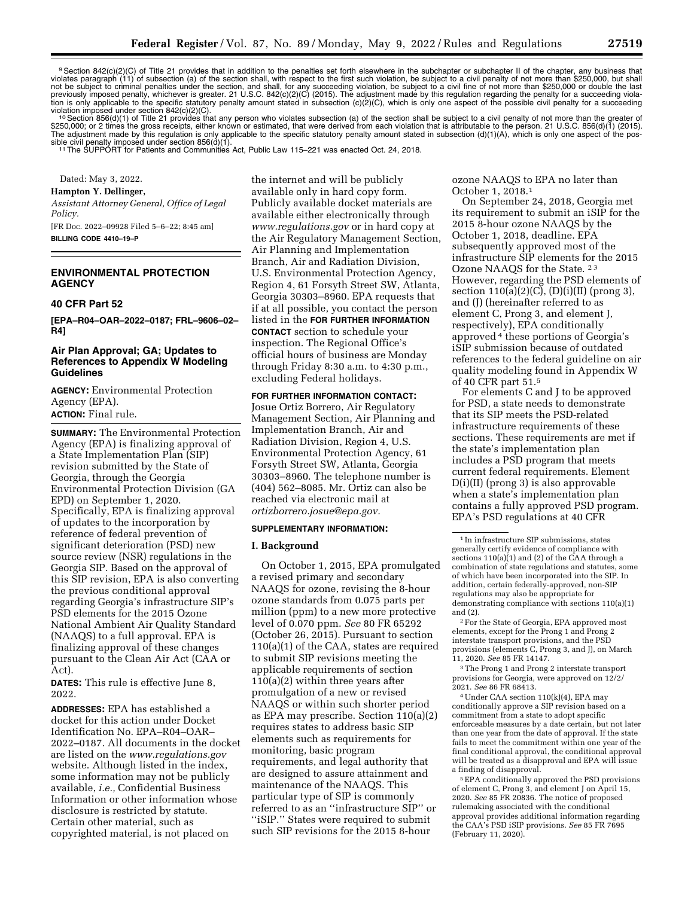[9] Section 842(c)(2)(C) of Title 21 provides that in addition to the penalties set forth elsewhere in the subchapter or subchapter II of the chapter, any business that violates paragraph (11) of subsection (a) of the section shall, with respect to the first such violation, be subject to a civil penalty of not more than $250,000, but shall not be subject to criminal penalties under the section, and shall, for any succeeding violation, be subject to a civil fine of not more than $250,000 or double the last previously imposed penalty, whichever is greater. 21 U.S.C. 842(c)(2)(C) (2015). The adjustment made by this regulation regarding the penalty for a succeeding violation is only applicable to the specific statutory penalty amount stated in subsection (c)(2)(C), which is only one aspect of the possible civil penalty for a succeeding violation imposed under section 842(c)(2)(C).

[10] Section 856(d)(1) of Title 21 provides that any person who violates subsection (a) of the section shall be subject to a civil penalty of not more than the greater of $250,000; or 2 times the gross receipts, either known or estimated, that were derived from each violation that is attributable to the person. 21 U.S.C. 856(d)(1) (2015). The adjustment made by this regulation is only applicable to the specific statutory penalty amount stated in subsection (d)(1)(A), which is only one aspect of the possible civil penalty imposed under section 856(d)(1).

[11] The SUPPORT for Patients and Communities Act, Public Law 115–221 was enacted Oct. 24, 2018.

Dated: May 3, 2022.

**Hampton Y. Dellinger,**

*Assistant Attorney General, Office of Legal Policy.*

[FR Doc. 2022–09928 Filed 5–6–22; 8:45 am]

**BILLING CODE 4410–19–P**

## ENVIRONMENTAL PROTECTION AGENCY

### 40 CFR Part 52

**[EPA–R04–OAR–2022–0187; FRL–9606–02–R4]**

### Air Plan Approval; GA; Updates to References to Appendix W Modeling Guidelines

**AGENCY:** Environmental Protection Agency (EPA).

**ACTION:** Final rule.

**SUMMARY:** The Environmental Protection Agency (EPA) is finalizing approval of a State Implementation Plan (SIP) revision submitted by the State of Georgia, through the Georgia Environmental Protection Division (GA EPD) on September 1, 2020. Specifically, EPA is finalizing approval of updates to the incorporation by reference of federal prevention of significant deterioration (PSD) new source review (NSR) regulations in the Georgia SIP. Based on the approval of this SIP revision, EPA is also converting the previous conditional approval regarding Georgia's infrastructure SIP's PSD elements for the 2015 Ozone National Ambient Air Quality Standard (NAAQS) to a full approval. EPA is finalizing approval of these changes pursuant to the Clean Air Act (CAA or Act).

**DATES:** This rule is effective June 8, 2022.

**ADDRESSES:** EPA has established a docket for this action under Docket Identification No. EPA–R04–OAR–2022–0187. All documents in the docket are listed on the *www.regulations.gov* website. Although listed in the index, some information may not be publicly available, *i.e.,* Confidential Business Information or other information whose disclosure is restricted by statute. Certain other material, such as copyrighted material, is not placed on the internet and will be publicly available only in hard copy form. Publicly available docket materials are available either electronically through *www.regulations.gov* or in hard copy at the Air Regulatory Management Section, Air Planning and Implementation Branch, Air and Radiation Division, U.S. Environmental Protection Agency, Region 4, 61 Forsyth Street SW, Atlanta, Georgia 30303–8960. EPA requests that if at all possible, you contact the person listed in the **FOR FURTHER INFORMATION CONTACT** section to schedule your inspection. The Regional Office's official hours of business are Monday through Friday 8:30 a.m. to 4:30 p.m., excluding Federal holidays.

**FOR FURTHER INFORMATION CONTACT:** Josue Ortiz Borrero, Air Regulatory Management Section, Air Planning and Implementation Branch, Air and Radiation Division, Region 4, U.S. Environmental Protection Agency, 61 Forsyth Street SW, Atlanta, Georgia 30303–8960. The telephone number is (404) 562–8085. Mr. Ortiz can also be reached via electronic mail at *ortizborrero.josue@epa.gov.*

**SUPPLEMENTARY INFORMATION:**

**I. Background**

On October 1, 2015, EPA promulgated a revised primary and secondary NAAQS for ozone, revising the 8-hour ozone standards from 0.075 parts per million (ppm) to a new more protective level of 0.070 ppm. *See* 80 FR 65292 (October 26, 2015). Pursuant to section 110(a)(1) of the CAA, states are required to submit SIP revisions meeting the applicable requirements of section 110(a)(2) within three years after promulgation of a new or revised NAAQS or within such shorter period as EPA may prescribe. Section 110(a)(2) requires states to address basic SIP elements such as requirements for monitoring, basic program requirements, and legal authority that are designed to assure attainment and maintenance of the NAAQS. This particular type of SIP is commonly referred to as an ''infrastructure SIP'' or ''iSIP.'' States were required to submit such SIP revisions for the 2015 8-hour ozone NAAQS to EPA no later than October 1, 2018.[1]

On September 24, 2018, Georgia met its requirement to submit an iSIP for the 2015 8-hour ozone NAAQS by the October 1, 2018, deadline. EPA subsequently approved most of the infrastructure SIP elements for the 2015 Ozone NAAQS for the State. [2 3] However, regarding the PSD elements of section 110(a)(2)(C), (D)(i)(II) (prong 3), and (J) (hereinafter referred to as element C, Prong 3, and element J, respectively), EPA conditionally approved [4] these portions of Georgia's iSIP submission because of outdated references to the federal guideline on air quality modeling found in Appendix W of 40 CFR part 51.[5]

For elements C and J to be approved for PSD, a state needs to demonstrate that its SIP meets the PSD-related infrastructure requirements of these sections. These requirements are met if the state's implementation plan includes a PSD program that meets current federal requirements. Element D(i)(II) (prong 3) is also approvable when a state's implementation plan contains a fully approved PSD program. EPA's PSD regulations at 40 CFR

[1] In infrastructure SIP submissions, states generally certify evidence of compliance with sections 110(a)(1) and (2) of the CAA through a combination of state regulations and statutes, some of which have been incorporated into the SIP. In addition, certain federally-approved, non-SIP regulations may also be appropriate for demonstrating compliance with sections 110(a)(1) and (2).

[2] For the State of Georgia, EPA approved most elements, except for the Prong 1 and Prong 2 interstate transport provisions, and the PSD provisions (elements C, Prong 3, and J), on March 11, 2020. *See* 85 FR 14147.

[3] The Prong 1 and Prong 2 interstate transport provisions for Georgia, were approved on 12/2/2021. *See* 86 FR 68413.

[4] Under CAA section 110(k)(4), EPA may conditionally approve a SIP revision based on a commitment from a state to adopt specific enforceable measures by a date certain, but not later than one year from the date of approval. If the state fails to meet the commitment within one year of the final conditional approval, the conditional approval will be treated as a disapproval and EPA will issue a finding of disapproval.

[5] EPA conditionally approved the PSD provisions of element C, Prong 3, and element J on April 15, 2020. *See* 85 FR 20836. The notice of proposed rulemaking associated with the conditional approval provides additional information regarding the CAA's PSD iSIP provisions. *See* 85 FR 7695 (February 11, 2020).